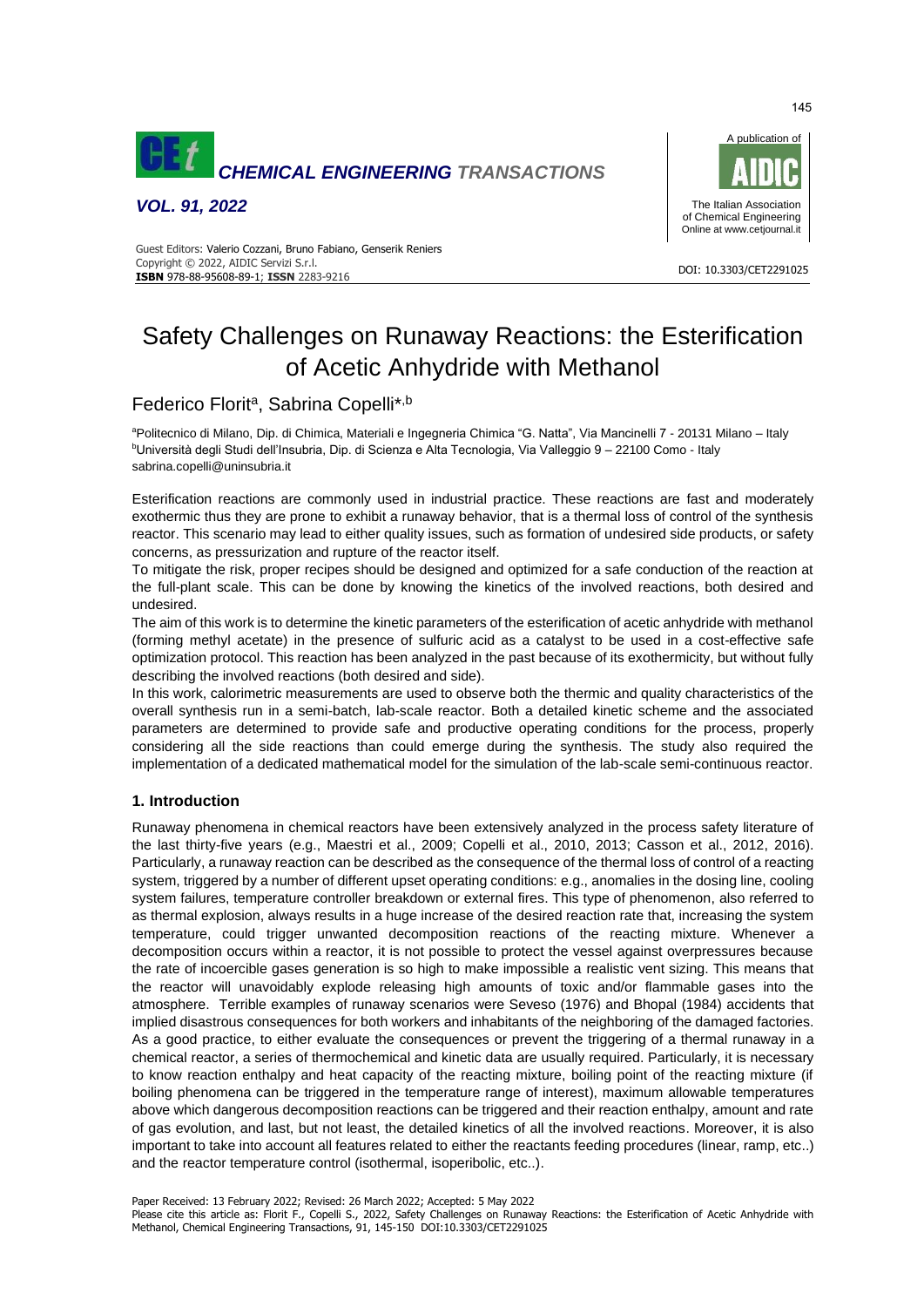# Safety Challenges on Runaway Reactions: the Esterification of Acetic Anhydride with Methanol

Federico Florit[a], Sabrina Copelli*[,b]

[a]Politecnico di Milano, Dip. di Chimica, Materiali e Ingegneria Chimica "G. Natta", Via Mancinelli 7 - 20131 Milano – Italy
[b]Università degli Studi dell'Insubria, Dip. di Scienza e Alta Tecnologia, Via Valleggio 9 – 22100 Como - Italy
sabrina.copelli@uninsubria.it

Esterification reactions are commonly used in industrial practice. These reactions are fast and moderately exothermic thus they are prone to exhibit a runaway behavior, that is a thermal loss of control of the synthesis reactor. This scenario may lead to either quality issues, such as formation of undesired side products, or safety concerns, as pressurization and rupture of the reactor itself.

To mitigate the risk, proper recipes should be designed and optimized for a safe conduction of the reaction at the full-plant scale. This can be done by knowing the kinetics of the involved reactions, both desired and undesired.

The aim of this work is to determine the kinetic parameters of the esterification of acetic anhydride with methanol (forming methyl acetate) in the presence of sulfuric acid as a catalyst to be used in a cost-effective safe optimization protocol. This reaction has been analyzed in the past because of its exothermicity, but without fully describing the involved reactions (both desired and side).

In this work, calorimetric measurements are used to observe both the thermic and quality characteristics of the overall synthesis run in a semi-batch, lab-scale reactor. Both a detailed kinetic scheme and the associated parameters are determined to provide safe and productive operating conditions for the process, properly considering all the side reactions than could emerge during the synthesis. The study also required the implementation of a dedicated mathematical model for the simulation of the lab-scale semi-continuous reactor.

## 1. Introduction

Runaway phenomena in chemical reactors have been extensively analyzed in the process safety literature of the last thirty-five years (e.g., Maestri et al., 2009; Copelli et al., 2010, 2013; Casson et al., 2012, 2016). Particularly, a runaway reaction can be described as the consequence of the thermal loss of control of a reacting system, triggered by a number of different upset operating conditions: e.g., anomalies in the dosing line, cooling system failures, temperature controller breakdown or external fires. This type of phenomenon, also referred to as thermal explosion, always results in a huge increase of the desired reaction rate that, increasing the system temperature, could trigger unwanted decomposition reactions of the reacting mixture. Whenever a decomposition occurs within a reactor, it is not possible to protect the vessel against overpressures because the rate of incoercible gases generation is so high to make impossible a realistic vent sizing. This means that the reactor will unavoidably explode releasing high amounts of toxic and/or flammable gases into the atmosphere. Terrible examples of runaway scenarios were Seveso (1976) and Bhopal (1984) accidents that implied disastrous consequences for both workers and inhabitants of the neighboring of the damaged factories. As a good practice, to either evaluate the consequences or prevent the triggering of a thermal runaway in a chemical reactor, a series of thermochemical and kinetic data are usually required. Particularly, it is necessary to know reaction enthalpy and heat capacity of the reacting mixture, boiling point of the reacting mixture (if boiling phenomena can be triggered in the temperature range of interest), maximum allowable temperatures above which dangerous decomposition reactions can be triggered and their reaction enthalpy, amount and rate of gas evolution, and last, but not least, the detailed kinetics of all the involved reactions. Moreover, it is also important to take into account all features related to either the reactants feeding procedures (linear, ramp, etc..) and the reactor temperature control (isothermal, isoperibolic, etc..).

Paper Received: 13 February 2022; Revised: 26 March 2022; Accepted: 5 May 2022
Please cite this article as: Florit F., Copelli S., 2022, Safety Challenges on Runaway Reactions: the Esterification of Acetic Anhydride with Methanol, Chemical Engineering Transactions, 91, 145-150 DOI:10.3303/CET2291025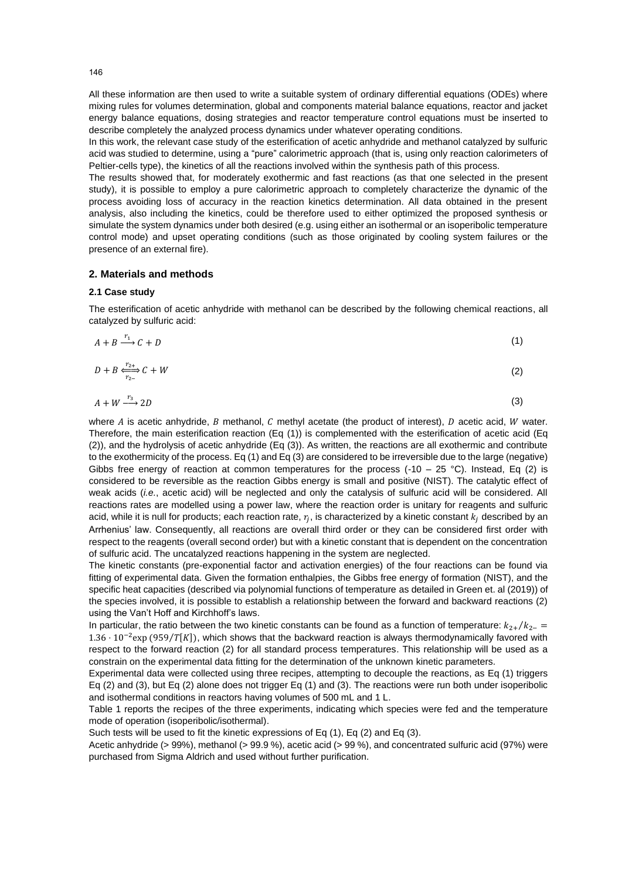All these information are then used to write a suitable system of ordinary differential equations (ODEs) where mixing rules for volumes determination, global and components material balance equations, reactor and jacket energy balance equations, dosing strategies and reactor temperature control equations must be inserted to describe completely the analyzed process dynamics under whatever operating conditions.

In this work, the relevant case study of the esterification of acetic anhydride and methanol catalyzed by sulfuric acid was studied to determine, using a "pure" calorimetric approach (that is, using only reaction calorimeters of Peltier-cells type), the kinetics of all the reactions involved within the synthesis path of this process.

The results showed that, for moderately exothermic and fast reactions (as that one selected in the present study), it is possible to employ a pure calorimetric approach to completely characterize the dynamic of the process avoiding loss of accuracy in the reaction kinetics determination. All data obtained in the present analysis, also including the kinetics, could be therefore used to either optimized the proposed synthesis or simulate the system dynamics under both desired (e.g. using either an isothermal or an isoperibolic temperature control mode) and upset operating conditions (such as those originated by cooling system failures or the presence of an external fire).

## 2. Materials and methods

### 2.1 Case study

The esterification of acetic anhydride with methanol can be described by the following chemical reactions, all catalyzed by sulfuric acid:

$$A + B \xrightarrow{r_1} C + D \tag{1}$$

$$D + B \underset{r_{2-}}{\overset{r_{2+}}{\rightleftharpoons}} C + W \tag{2}$$

$$A + W \xrightarrow{r_3} 2D \tag{3}$$

where $A$ is acetic anhydride, $B$ methanol, $C$ methyl acetate (the product of interest), $D$ acetic acid, $W$ water. Therefore, the main esterification reaction (Eq (1)) is complemented with the esterification of acetic acid (Eq (2)), and the hydrolysis of acetic anhydride (Eq (3)). As written, the reactions are all exothermic and contribute to the exothermicity of the process. Eq (1) and Eq (3) are considered to be irreversible due to the large (negative) Gibbs free energy of reaction at common temperatures for the process (-10 – 25 °C). Instead, Eq (2) is considered to be reversible as the reaction Gibbs energy is small and positive (NIST). The catalytic effect of weak acids (*i.e.*, acetic acid) will be neglected and only the catalysis of sulfuric acid will be considered. All reactions rates are modelled using a power law, where the reaction order is unitary for reagents and sulfuric acid, while it is null for products; each reaction rate, $r_j$, is characterized by a kinetic constant $k_j$ described by an Arrhenius' law. Consequently, all reactions are overall third order or they can be considered first order with respect to the reagents (overall second order) but with a kinetic constant that is dependent on the concentration of sulfuric acid. The uncatalyzed reactions happening in the system are neglected.

The kinetic constants (pre-exponential factor and activation energies) of the four reactions can be found via fitting of experimental data. Given the formation enthalpies, the Gibbs free energy of formation (NIST), and the specific heat capacities (described via polynomial functions of temperature as detailed in Green et. al (2019)) of the species involved, it is possible to establish a relationship between the forward and backward reactions (2) using the Van't Hoff and Kirchhoff's laws.

In particular, the ratio between the two kinetic constants can be found as a function of temperature: $k_{2+}/k_{2-} = 1.36 \cdot 10^{-2} \exp(959/T[K])$, which shows that the backward reaction is always thermodynamically favored with respect to the forward reaction (2) for all standard process temperatures. This relationship will be used as a constrain on the experimental data fitting for the determination of the unknown kinetic parameters.

Experimental data were collected using three recipes, attempting to decouple the reactions, as Eq (1) triggers Eq (2) and (3), but Eq (2) alone does not trigger Eq (1) and (3). The reactions were run both under isoperibolic and isothermal conditions in reactors having volumes of 500 mL and 1 L.

Table 1 reports the recipes of the three experiments, indicating which species were fed and the temperature mode of operation (isoperibolic/isothermal).

Such tests will be used to fit the kinetic expressions of Eq (1), Eq (2) and Eq (3).

Acetic anhydride (> 99%), methanol (> 99.9 %), acetic acid (> 99 %), and concentrated sulfuric acid (97%) were purchased from Sigma Aldrich and used without further purification.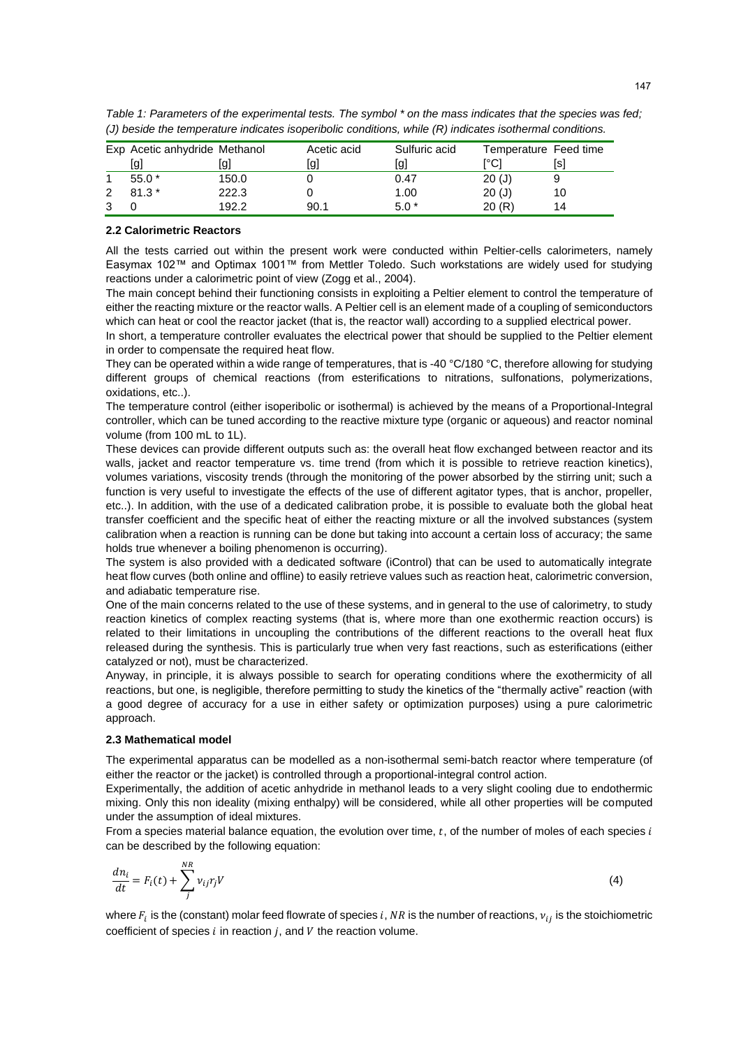*Table 1: Parameters of the experimental tests. The symbol * on the mass indicates that the species was fed; (J) beside the temperature indicates isoperibolic conditions, while (R) indicates isothermal conditions.*

| Exp | Acetic anhydride [g] | Methanol [g] | Acetic acid [g] | Sulfuric acid [g] | Temperature [°C] | Feed time [s] |
|---|---|---|---|---|---|---|
| 1 | 55.0 * | 150.0 | 0 | 0.47 | 20 (J) | 9 |
| 2 | 81.3 * | 222.3 | 0 | 1.00 | 20 (J) | 10 |
| 3 | 0 | 192.2 | 90.1 | 5.0 * | 20 (R) | 14 |

### 2.2 Calorimetric Reactors

All the tests carried out within the present work were conducted within Peltier-cells calorimeters, namely Easymax 102™ and Optimax 1001™ from Mettler Toledo. Such workstations are widely used for studying reactions under a calorimetric point of view (Zogg et al., 2004).

The main concept behind their functioning consists in exploiting a Peltier element to control the temperature of either the reacting mixture or the reactor walls. A Peltier cell is an element made of a coupling of semiconductors which can heat or cool the reactor jacket (that is, the reactor wall) according to a supplied electrical power.

In short, a temperature controller evaluates the electrical power that should be supplied to the Peltier element in order to compensate the required heat flow.

They can be operated within a wide range of temperatures, that is -40 °C/180 °C, therefore allowing for studying different groups of chemical reactions (from esterifications to nitrations, sulfonations, polymerizations, oxidations, etc..).

The temperature control (either isoperibolic or isothermal) is achieved by the means of a Proportional-Integral controller, which can be tuned according to the reactive mixture type (organic or aqueous) and reactor nominal volume (from 100 mL to 1L).

These devices can provide different outputs such as: the overall heat flow exchanged between reactor and its walls, jacket and reactor temperature vs. time trend (from which it is possible to retrieve reaction kinetics), volumes variations, viscosity trends (through the monitoring of the power absorbed by the stirring unit; such a function is very useful to investigate the effects of the use of different agitator types, that is anchor, propeller, etc..). In addition, with the use of a dedicated calibration probe, it is possible to evaluate both the global heat transfer coefficient and the specific heat of either the reacting mixture or all the involved substances (system calibration when a reaction is running can be done but taking into account a certain loss of accuracy; the same holds true whenever a boiling phenomenon is occurring).

The system is also provided with a dedicated software (iControl) that can be used to automatically integrate heat flow curves (both online and offline) to easily retrieve values such as reaction heat, calorimetric conversion, and adiabatic temperature rise.

One of the main concerns related to the use of these systems, and in general to the use of calorimetry, to study reaction kinetics of complex reacting systems (that is, where more than one exothermic reaction occurs) is related to their limitations in uncoupling the contributions of the different reactions to the overall heat flux released during the synthesis. This is particularly true when very fast reactions, such as esterifications (either catalyzed or not), must be characterized.

Anyway, in principle, it is always possible to search for operating conditions where the exothermicity of all reactions, but one, is negligible, therefore permitting to study the kinetics of the "thermally active" reaction (with a good degree of accuracy for a use in either safety or optimization purposes) using a pure calorimetric approach.

### 2.3 Mathematical model

The experimental apparatus can be modelled as a non-isothermal semi-batch reactor where temperature (of either the reactor or the jacket) is controlled through a proportional-integral control action.

Experimentally, the addition of acetic anhydride in methanol leads to a very slight cooling due to endothermic mixing. Only this non ideality (mixing enthalpy) will be considered, while all other properties will be computed under the assumption of ideal mixtures.

From a species material balance equation, the evolution over time, $t$, of the number of moles of each species $i$ can be described by the following equation:

$$\frac{dn_i}{dt} = F_i(t) + \sum_{j}^{NR} \nu_{ij} r_j V \qquad (4)$$

where $F_i$ is the (constant) molar feed flowrate of species $i$, $NR$ is the number of reactions, $\nu_{ij}$ is the stoichiometric coefficient of species $i$ in reaction $j$, and $V$ the reaction volume.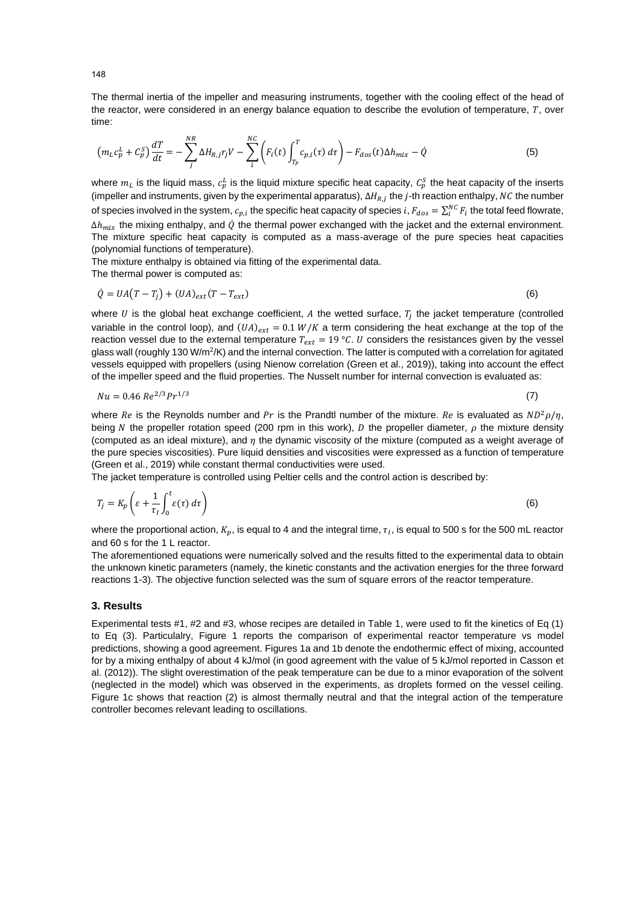The thermal inertia of the impeller and measuring instruments, together with the cooling effect of the head of the reactor, were considered in an energy balance equation to describe the evolution of temperature, $T$, over time:

$$\left(m_L c_p^L + C_p^S\right)\frac{dT}{dt} = -\sum_{j}^{NR} \Delta H_{R,j} r_j V - \sum_{i}^{NC} \left(F_i(t)\int_{T_F}^{T} c_{p,i}(\tau)\, d\tau\right) - F_{dos}(t)\Delta h_{mix} - \dot{Q} \tag{5}$$

where $m_L$ is the liquid mass, $c_p^L$ is the liquid mixture specific heat capacity, $C_p^S$ the heat capacity of the inserts (impeller and instruments, given by the experimental apparatus), $\Delta H_{R,j}$ the $j$-th reaction enthalpy, $NC$ the number of species involved in the system, $c_{p,i}$ the specific heat capacity of species $i$, $F_{dos} = \sum_i^{NC} F_i$ the total feed flowrate, $\Delta h_{mix}$ the mixing enthalpy, and $\dot{Q}$ the thermal power exchanged with the jacket and the external environment. The mixture specific heat capacity is computed as a mass-average of the pure species heat capacities (polynomial functions of temperature).

The mixture enthalpy is obtained via fitting of the experimental data.

The thermal power is computed as:

$$\dot{Q} = UA\left(T - T_j\right) + (UA)_{ext}(T - T_{ext}) \tag{6}$$

where $U$ is the global heat exchange coefficient, $A$ the wetted surface, $T_j$ the jacket temperature (controlled variable in the control loop), and $(UA)_{ext} = 0.1\ W/K$ a term considering the heat exchange at the top of the reaction vessel due to the external temperature $T_{ext} = 19\ °C$. $U$ considers the resistances given by the vessel glass wall (roughly 130 W/m$^2$/K) and the internal convection. The latter is computed with a correlation for agitated vessels equipped with propellers (using Nienow correlation (Green et al., 2019)), taking into account the effect of the impeller speed and the fluid properties. The Nusselt number for internal convection is evaluated as:

$$Nu = 0.46\, Re^{2/3} Pr^{1/3} \tag{7}$$

where $Re$ is the Reynolds number and $Pr$ is the Prandtl number of the mixture. $Re$ is evaluated as $ND^2\rho/\eta$, being $N$ the propeller rotation speed (200 rpm in this work), $D$ the propeller diameter, $\rho$ the mixture density (computed as an ideal mixture), and $\eta$ the dynamic viscosity of the mixture (computed as a weight average of the pure species viscosities). Pure liquid densities and viscosities were expressed as a function of temperature (Green et al., 2019) while constant thermal conductivities were used.

The jacket temperature is controlled using Peltier cells and the control action is described by:

$$T_j = K_p\left(\varepsilon + \frac{1}{\tau_I}\int_0^t \varepsilon(\tau)\, d\tau\right) \tag{6}$$

where the proportional action, $K_p$, is equal to 4 and the integral time, $\tau_I$, is equal to 500 s for the 500 mL reactor and 60 s for the 1 L reactor.

The aforementioned equations were numerically solved and the results fitted to the experimental data to obtain the unknown kinetic parameters (namely, the kinetic constants and the activation energies for the three forward reactions 1-3). The objective function selected was the sum of square errors of the reactor temperature.

## 3. Results

Experimental tests #1, #2 and #3, whose recipes are detailed in Table 1, were used to fit the kinetics of Eq (1) to Eq (3). Particularly, Figure 1 reports the comparison of experimental reactor temperature vs model predictions, showing a good agreement. Figures 1a and 1b denote the endothermic effect of mixing, accounted for by a mixing enthalpy of about 4 kJ/mol (in good agreement with the value of 5 kJ/mol reported in Casson et al. (2012)). The slight overestimation of the peak temperature can be due to a minor evaporation of the solvent (neglected in the model) which was observed in the experiments, as droplets formed on the vessel ceiling. Figure 1c shows that reaction (2) is almost thermally neutral and that the integral action of the temperature controller becomes relevant leading to oscillations.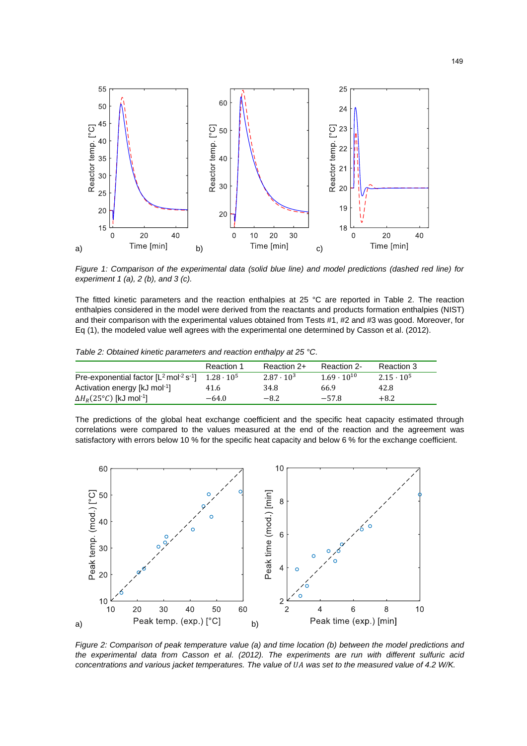*Figure 1: Comparison of the experimental data (solid blue line) and model predictions (dashed red line) for experiment 1 (a), 2 (b), and 3 (c).*

The fitted kinetic parameters and the reaction enthalpies at 25 °C are reported in Table 2. The reaction enthalpies considered in the model were derived from the reactants and products formation enthalpies (NIST) and their comparison with the experimental values obtained from Tests #1, #2 and #3 was good. Moreover, for Eq (1), the modeled value well agrees with the experimental one determined by Casson et al. (2012).

*Table 2: Obtained kinetic parameters and reaction enthalpy at 25 °C.*

| | Reaction 1 | Reaction 2+ | Reaction 2- | Reaction 3 |
|---|---|---|---|---|
| Pre-exponential factor [$L^2$ $mol^{-2}$ $s^{-1}$] | $1.28 \cdot 10^5$ | $2.87 \cdot 10^3$ | $1.69 \cdot 10^{10}$ | $2.15 \cdot 10^5$ |
| Activation energy [kJ $mol^{-1}$] | 41.6 | 34.8 | 66.9 | 42.8 |
| $\Delta H_R(25°C)$ [kJ $mol^{-1}$] | $-64.0$ | $-8.2$ | $-57.8$ | $+8.2$ |

The predictions of the global heat exchange coefficient and the specific heat capacity estimated through correlations were compared to the values measured at the end of the reaction and the agreement was satisfactory with errors below 10 % for the specific heat capacity and below 6 % for the exchange coefficient.

*Figure 2: Comparison of peak temperature value (a) and time location (b) between the model predictions and the experimental data from Casson et al. (2012). The experiments are run with different sulfuric acid concentrations and various jacket temperatures. The value of $UA$ was set to the measured value of 4.2 W/K.*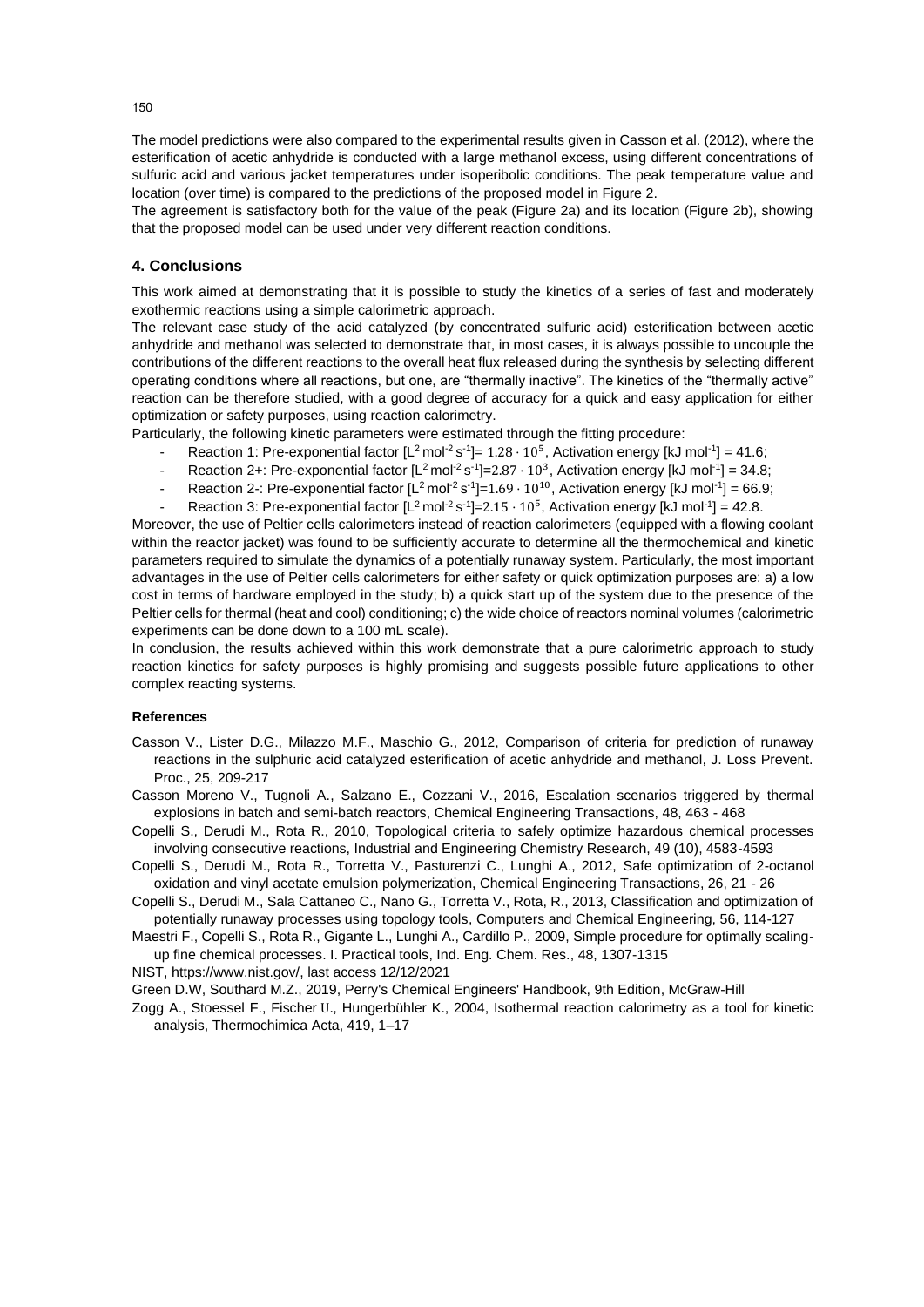The model predictions were also compared to the experimental results given in Casson et al. (2012), where the esterification of acetic anhydride is conducted with a large methanol excess, using different concentrations of sulfuric acid and various jacket temperatures under isoperibolic conditions. The peak temperature value and location (over time) is compared to the predictions of the proposed model in Figure 2.

The agreement is satisfactory both for the value of the peak (Figure 2a) and its location (Figure 2b), showing that the proposed model can be used under very different reaction conditions.

## 4. Conclusions

This work aimed at demonstrating that it is possible to study the kinetics of a series of fast and moderately exothermic reactions using a simple calorimetric approach.

The relevant case study of the acid catalyzed (by concentrated sulfuric acid) esterification between acetic anhydride and methanol was selected to demonstrate that, in most cases, it is always possible to uncouple the contributions of the different reactions to the overall heat flux released during the synthesis by selecting different operating conditions where all reactions, but one, are "thermally inactive". The kinetics of the "thermally active" reaction can be therefore studied, with a good degree of accuracy for a quick and easy application for either optimization or safety purposes, using reaction calorimetry.

Particularly, the following kinetic parameters were estimated through the fitting procedure:

- Reaction 1: Pre-exponential factor [$L^2\,mol^{-2}\,s^{-1}$]= $1.28 \cdot 10^5$, Activation energy [$kJ\,mol^{-1}$] = 41.6;
- Reaction 2+: Pre-exponential factor [$L^2\,mol^{-2}\,s^{-1}$]=$2.87 \cdot 10^3$, Activation energy [$kJ\,mol^{-1}$] = 34.8;
- Reaction 2-: Pre-exponential factor [$L^2\,mol^{-2}\,s^{-1}$]=$1.69 \cdot 10^{10}$, Activation energy [$kJ\,mol^{-1}$] = 66.9;
- Reaction 3: Pre-exponential factor [$L^2\,mol^{-2}\,s^{-1}$]=$2.15 \cdot 10^5$, Activation energy [$kJ\,mol^{-1}$] = 42.8.

Moreover, the use of Peltier cells calorimeters instead of reaction calorimeters (equipped with a flowing coolant within the reactor jacket) was found to be sufficiently accurate to determine all the thermochemical and kinetic parameters required to simulate the dynamics of a potentially runaway system. Particularly, the most important advantages in the use of Peltier cells calorimeters for either safety or quick optimization purposes are: a) a low cost in terms of hardware employed in the study; b) a quick start up of the system due to the presence of the Peltier cells for thermal (heat and cool) conditioning; c) the wide choice of reactors nominal volumes (calorimetric experiments can be done down to a 100 mL scale).

In conclusion, the results achieved within this work demonstrate that a pure calorimetric approach to study reaction kinetics for safety purposes is highly promising and suggests possible future applications to other complex reacting systems.

### References

Casson V., Lister D.G., Milazzo M.F., Maschio G., 2012, Comparison of criteria for prediction of runaway reactions in the sulphuric acid catalyzed esterification of acetic anhydride and methanol, J. Loss Prevent. Proc., 25, 209-217

Casson Moreno V., Tugnoli A., Salzano E., Cozzani V., 2016, Escalation scenarios triggered by thermal explosions in batch and semi-batch reactors, Chemical Engineering Transactions, 48, 463 - 468

Copelli S., Derudi M., Rota R., 2010, Topological criteria to safely optimize hazardous chemical processes involving consecutive reactions, Industrial and Engineering Chemistry Research, 49 (10), 4583-4593

Copelli S., Derudi M., Rota R., Torretta V., Pasturenzi C., Lunghi A., 2012, Safe optimization of 2-octanol oxidation and vinyl acetate emulsion polymerization, Chemical Engineering Transactions, 26, 21 - 26

Copelli S., Derudi M., Sala Cattaneo C., Nano G., Torretta V., Rota, R., 2013, Classification and optimization of potentially runaway processes using topology tools, Computers and Chemical Engineering, 56, 114-127

Maestri F., Copelli S., Rota R., Gigante L., Lunghi A., Cardillo P., 2009, Simple procedure for optimally scaling-up fine chemical processes. I. Practical tools, Ind. Eng. Chem. Res., 48, 1307-1315

NIST, https://www.nist.gov/, last access 12/12/2021

Green D.W, Southard M.Z., 2019, Perry's Chemical Engineers' Handbook, 9th Edition, McGraw-Hill

Zogg A., Stoessel F., Fischer U., Hungerbühler K., 2004, Isothermal reaction calorimetry as a tool for kinetic analysis, Thermochimica Acta, 419, 1–17